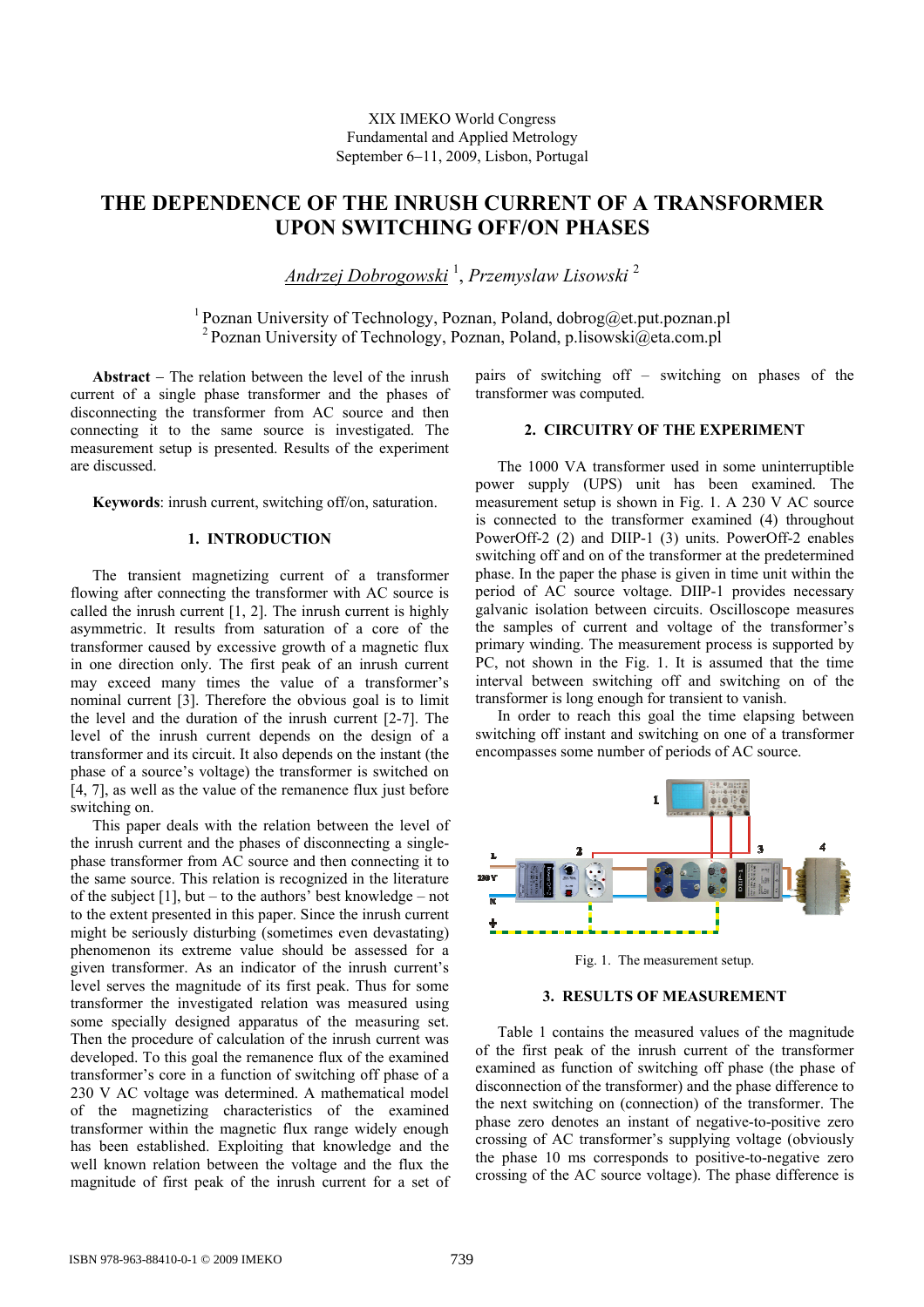XIX IMEKO World Congress
Fundamental and Applied Metrology
September 6−11, 2009, Lisbon, Portugal

# THE DEPENDENCE OF THE INRUSH CURRENT OF A TRANSFORMER UPON SWITCHING OFF/ON PHASES

*Andrzej Dobrogowski* [1], *Przemyslaw Lisowski* [2]

[1] Poznan University of Technology, Poznan, Poland, dobrog@et.put.poznan.pl
[2] Poznan University of Technology, Poznan, Poland, p.lisowski@eta.com.pl

**Abstract** − The relation between the level of the inrush current of a single phase transformer and the phases of disconnecting the transformer from AC source and then connecting it to the same source is investigated. The measurement setup is presented. Results of the experiment are discussed.

**Keywords**: inrush current, switching off/on, saturation.

## 1. INTRODUCTION

The transient magnetizing current of a transformer flowing after connecting the transformer with AC source is called the inrush current [1, 2]. The inrush current is highly asymmetric. It results from saturation of a core of the transformer caused by excessive growth of a magnetic flux in one direction only. The first peak of an inrush current may exceed many times the value of a transformer's nominal current [3]. Therefore the obvious goal is to limit the level and the duration of the inrush current [2-7]. The level of the inrush current depends on the design of a transformer and its circuit. It also depends on the instant (the phase of a source's voltage) the transformer is switched on [4, 7], as well as the value of the remanence flux just before switching on.

This paper deals with the relation between the level of the inrush current and the phases of disconnecting a single-phase transformer from AC source and then connecting it to the same source. This relation is recognized in the literature of the subject [1], but – to the authors' best knowledge – not to the extent presented in this paper. Since the inrush current might be seriously disturbing (sometimes even devastating) phenomenon its extreme value should be assessed for a given transformer. As an indicator of the inrush current's level serves the magnitude of its first peak. Thus for some transformer the investigated relation was measured using some specially designed apparatus of the measuring set. Then the procedure of calculation of the inrush current was developed. To this goal the remanence flux of the examined transformer's core in a function of switching off phase of a 230 V AC voltage was determined. A mathematical model of the magnetizing characteristics of the examined transformer within the magnetic flux range widely enough has been established. Exploiting that knowledge and the well known relation between the voltage and the flux the magnitude of first peak of the inrush current for a set of pairs of switching off – switching on phases of the transformer was computed.

## 2. CIRCUITRY OF THE EXPERIMENT

The 1000 VA transformer used in some uninterruptible power supply (UPS) unit has been examined. The measurement setup is shown in Fig. 1. A 230 V AC source is connected to the transformer examined (4) throughout PowerOff-2 (2) and DIIP-1 (3) units. PowerOff-2 enables switching off and on of the transformer at the predetermined phase. In the paper the phase is given in time unit within the period of AC source voltage. DIIP-1 provides necessary galvanic isolation between circuits. Oscilloscope measures the samples of current and voltage of the transformer's primary winding. The measurement process is supported by PC, not shown in the Fig. 1. It is assumed that the time interval between switching off and switching on of the transformer is long enough for transient to vanish.

In order to reach this goal the time elapsing between switching off instant and switching on of a transformer encompasses some number of periods of AC source.

Fig. 1. The measurement setup.

## 3. RESULTS OF MEASUREMENT

Table 1 contains the measured values of the magnitude of the first peak of the inrush current of the transformer examined as function of switching off phase (the phase of disconnection of the transformer) and the phase difference to the next switching on (connection) of the transformer. The phase zero denotes an instant of negative-to-positive zero crossing of AC transformer's supplying voltage (obviously the phase 10 ms corresponds to positive-to-negative zero crossing of the AC source voltage). The phase difference is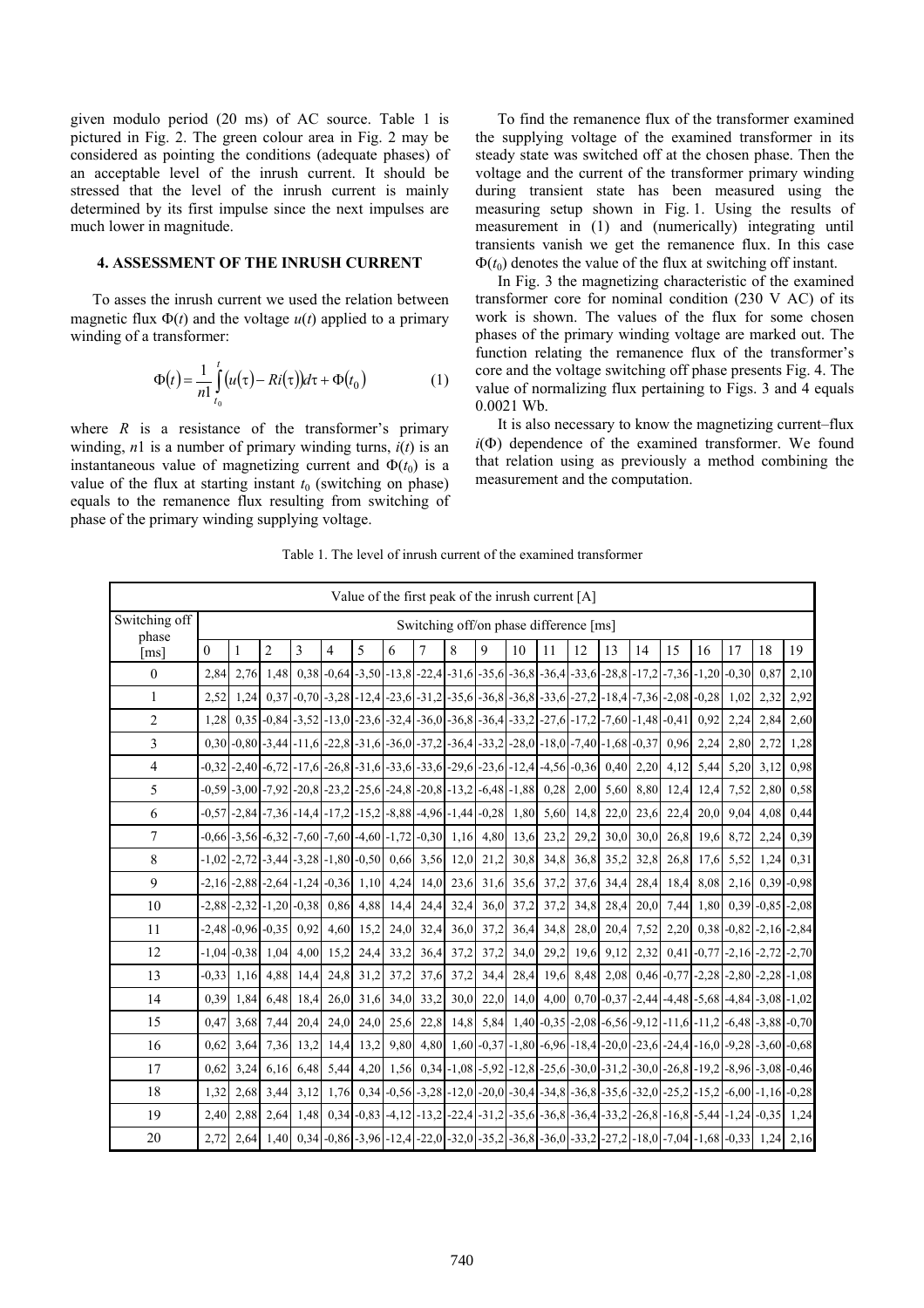given modulo period (20 ms) of AC source. Table 1 is pictured in Fig. 2. The green colour area in Fig. 2 may be considered as pointing the conditions (adequate phases) of an acceptable level of the inrush current. It should be stressed that the level of the inrush current is mainly determined by its first impulse since the next impulses are much lower in magnitude.

## 4. ASSESSMENT OF THE INRUSH CURRENT

To asses the inrush current we used the relation between magnetic flux $\Phi(t)$ and the voltage $u(t)$ applied to a primary winding of a transformer:

$$\Phi(t) = \frac{1}{n1}\int_{t_0}^{t}\left(u(\tau) - Ri(\tau)\right)d\tau + \Phi(t_0) \qquad (1)$$

where $R$ is a resistance of the transformer's primary winding, $n1$ is a number of primary winding turns, $i(t)$ is an instantaneous value of magnetizing current and $\Phi(t_0)$ is a value of the flux at starting instant $t_0$ (switching on phase) equals to the remanence flux resulting from switching of phase of the primary winding supplying voltage.

To find the remanence flux of the transformer examined the supplying voltage of the examined transformer in its steady state was switched off at the chosen phase. Then the voltage and the current of the transformer primary winding during transient state has been measured using the measuring setup shown in Fig. 1. Using the results of measurement in (1) and (numerically) integrating until transients vanish we get the remanence flux. In this case $\Phi(t_0)$ denotes the value of the flux at switching off instant.

In Fig. 3 the magnetizing characteristic of the examined transformer core for nominal condition (230 V AC) of its work is shown. The values of the flux for some chosen phases of the primary winding voltage are marked out. The function relating the remanence flux of the transformer's core and the voltage switching off phase presents Fig. 4. The value of normalizing flux pertaining to Figs. 3 and 4 equals 0.0021 Wb.

It is also necessary to know the magnetizing current–flux $i(\Phi)$ dependence of the examined transformer. We found that relation using as previously a method combining the measurement and the computation.

Table 1. The level of inrush current of the examined transformer

| Value of the first peak of the inrush current [A] | | | | | | | | | | | | | | | | | | | | |
|---|---|---|---|---|---|---|---|---|---|---|---|---|---|---|---|---|---|---|---|---|
| Switching off phase [ms] | Switching off/on phase difference [ms] | | | | | | | | | | | | | | | | | | | |
| | 0 | 1 | 2 | 3 | 4 | 5 | 6 | 7 | 8 | 9 | 10 | 11 | 12 | 13 | 14 | 15 | 16 | 17 | 18 | 19 |
| 0 | 2,84 | 2,76 | 1,48 | 0,38 | -0,64 | -3,50 | -13,8 | -22,4 | -31,6 | -35,6 | -36,8 | -36,4 | -33,6 | -28,8 | -17,2 | -7,36 | -1,20 | -0,30 | 0,87 | 2,10 |
| 1 | 2,52 | 1,24 | 0,37 | -0,70 | -3,28 | -12,4 | -23,6 | -31,2 | -35,6 | -36,8 | -36,8 | -33,6 | -27,2 | -18,4 | -7,36 | -2,08 | -0,28 | 1,02 | 2,32 | 2,92 |
| 2 | 1,28 | 0,35 | -0,84 | -3,52 | -13,0 | -23,6 | -32,4 | -36,0 | -36,8 | -36,4 | -33,2 | -27,6 | -17,2 | -7,60 | -1,48 | -0,41 | 0,92 | 2,24 | 2,84 | 2,60 |
| 3 | 0,30 | -0,80 | -3,44 | -11,6 | -22,8 | -31,6 | -36,0 | -37,2 | -36,4 | -33,2 | -28,0 | -18,0 | -7,40 | -1,68 | -0,37 | 0,96 | 2,24 | 2,80 | 2,72 | 1,28 |
| 4 | -0,32 | -2,40 | -6,72 | -17,6 | -26,8 | -31,6 | -33,6 | -33,6 | -29,6 | -23,6 | -12,4 | -4,56 | -0,36 | 0,40 | 2,20 | 4,12 | 5,44 | 5,20 | 3,12 | 0,98 |
| 5 | -0,59 | -3,00 | -7,92 | -20,8 | -23,2 | -25,6 | -24,8 | -20,8 | -13,2 | -6,48 | -1,88 | 0,28 | 2,00 | 5,60 | 8,80 | 12,4 | 12,4 | 7,52 | 2,80 | 0,58 |
| 6 | -0,57 | -2,84 | -7,36 | -14,4 | -17,2 | -15,2 | -8,88 | -4,96 | -1,44 | -0,28 | 1,80 | 5,60 | 14,8 | 22,0 | 23,6 | 22,4 | 20,0 | 9,04 | 4,08 | 0,44 |
| 7 | -0,66 | -3,56 | -6,32 | -7,60 | -7,60 | -4,60 | -1,72 | -0,30 | 1,16 | 4,80 | 13,6 | 23,2 | 29,2 | 30,0 | 30,0 | 26,8 | 19,6 | 8,72 | 2,24 | 0,39 |
| 8 | -1,02 | -2,72 | -3,44 | -3,28 | -1,80 | -0,50 | 0,66 | 3,56 | 12,0 | 21,2 | 30,8 | 34,8 | 36,8 | 35,2 | 32,8 | 26,8 | 17,6 | 5,52 | 1,24 | 0,31 |
| 9 | -2,16 | -2,88 | -2,64 | -1,24 | -0,36 | 1,10 | 4,24 | 14,0 | 23,6 | 31,6 | 35,6 | 37,2 | 37,6 | 34,4 | 28,4 | 18,4 | 8,08 | 2,16 | 0,39 | -0,98 |
| 10 | -2,88 | -2,32 | -1,20 | -0,38 | 0,86 | 4,88 | 14,4 | 24,4 | 32,4 | 36,0 | 37,2 | 37,2 | 34,8 | 28,4 | 20,0 | 7,44 | 1,80 | 0,39 | -0,85 | -2,08 |
| 11 | -2,48 | -0,96 | -0,35 | 0,92 | 4,60 | 15,2 | 24,0 | 32,4 | 36,0 | 37,2 | 36,4 | 34,8 | 28,0 | 20,4 | 7,52 | 2,20 | 0,38 | -0,82 | -2,16 | -2,84 |
| 12 | -1,04 | -0,38 | 1,04 | 4,00 | 15,2 | 24,4 | 33,2 | 36,4 | 37,2 | 37,2 | 34,0 | 29,2 | 19,6 | 9,12 | 2,32 | 0,41 | -0,77 | -2,16 | -2,72 | -2,70 |
| 13 | -0,33 | 1,16 | 4,88 | 14,4 | 24,8 | 31,2 | 37,2 | 37,6 | 37,2 | 34,4 | 28,4 | 19,6 | 8,48 | 2,08 | 0,46 | -0,77 | -2,28 | -2,80 | -2,28 | -1,08 |
| 14 | 0,39 | 1,84 | 6,48 | 18,4 | 26,0 | 31,6 | 34,0 | 33,2 | 30,0 | 22,0 | 14,0 | 4,00 | 0,70 | -0,37 | -2,44 | -4,48 | -5,68 | -4,84 | -3,08 | -1,02 |
| 15 | 0,47 | 3,68 | 7,44 | 20,4 | 24,0 | 24,0 | 25,6 | 22,8 | 14,8 | 5,84 | 1,40 | -0,35 | -2,08 | -6,56 | -9,12 | -11,6 | -11,2 | -6,48 | -3,88 | -0,70 |
| 16 | 0,62 | 3,64 | 7,36 | 13,2 | 14,4 | 13,2 | 9,80 | 4,80 | 1,60 | -0,37 | -1,80 | -6,96 | -18,4 | -20,0 | -23,6 | -24,4 | -16,0 | -9,28 | -3,60 | -0,68 |
| 17 | 0,62 | 3,24 | 6,16 | 6,48 | 5,44 | 4,20 | 1,56 | 0,34 | -1,08 | -5,92 | -12,8 | -25,6 | -30,0 | -31,2 | -30,0 | -26,8 | -19,2 | -8,96 | -3,08 | -0,46 |
| 18 | 1,32 | 2,68 | 3,44 | 3,12 | 1,76 | 0,34 | -0,56 | -3,28 | -12,0 | -20,0 | -30,4 | -34,8 | -36,8 | -35,6 | -32,0 | -25,2 | -15,2 | -6,00 | -1,16 | -0,28 |
| 19 | 2,40 | 2,88 | 2,64 | 1,48 | 0,34 | -0,83 | -4,12 | -13,2 | -22,4 | -31,2 | -35,6 | -36,8 | -36,4 | -33,2 | -26,8 | -16,8 | -5,44 | -1,24 | -0,35 | 1,24 |
| 20 | 2,72 | 2,64 | 1,40 | 0,34 | -0,86 | -3,96 | -12,4 | -22,0 | -32,0 | -35,2 | -36,8 | -36,0 | -33,2 | -27,2 | -18,0 | -7,04 | -1,68 | -0,33 | 1,24 | 2,16 |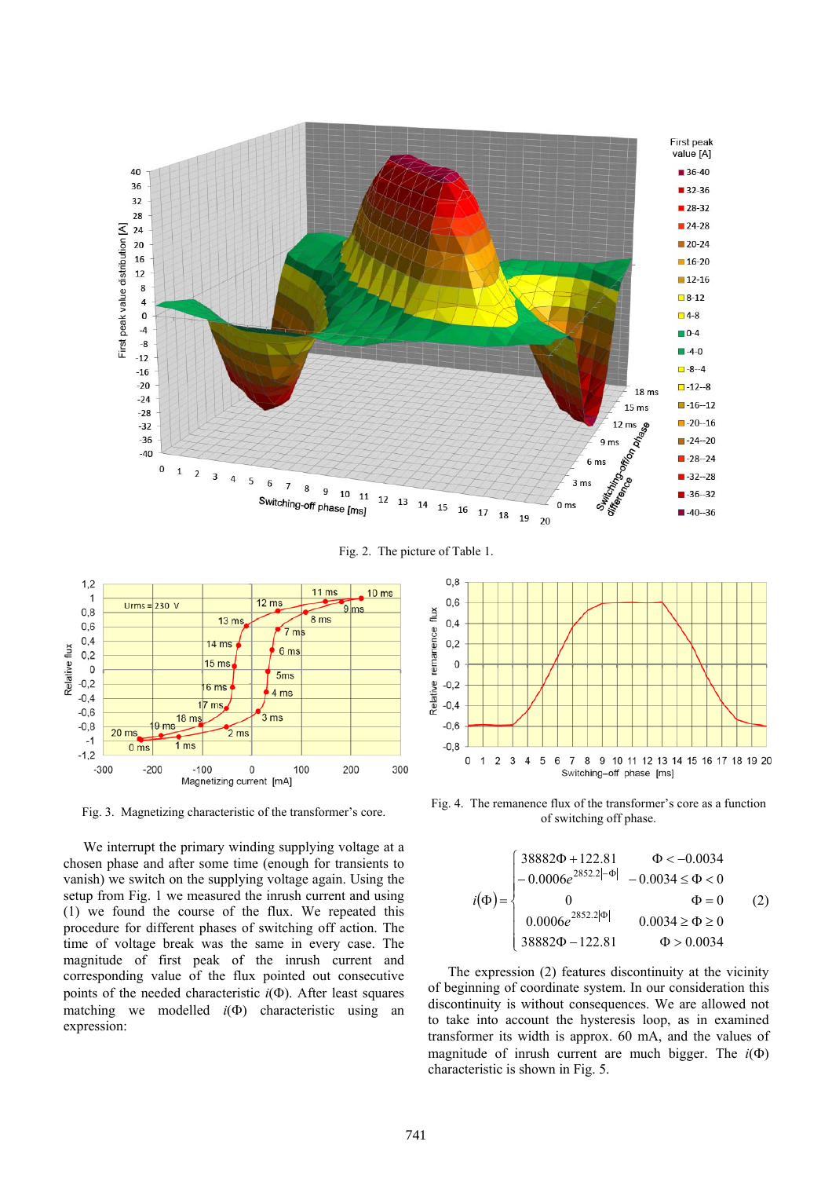Fig. 2. The picture of Table 1.

Fig. 3. Magnetizing characteristic of the transformer's core.

Fig. 4. The remanence flux of the transformer's core as a function of switching off phase.

We interrupt the primary winding supplying voltage at a chosen phase and after some time (enough for transients to vanish) we switch on the supplying voltage again. Using the setup from Fig. 1 we measured the inrush current and using (1) we found the course of the flux. We repeated this procedure for different phases of switching off action. The time of voltage break was the same in every case. The magnitude of first peak of the inrush current and corresponding value of the flux pointed out consecutive points of the needed characteristic $i(\Phi)$. After least squares matching we modelled $i(\Phi)$ characteristic using an expression:

$$i(\Phi)=\begin{cases} 38882\Phi+122.81 & \Phi<-0.0034 \\ -0.0006e^{2852.2|-\Phi|} & -0.0034\le\Phi<0 \\ 0 & \Phi=0 \\ 0.0006e^{2852.2|\Phi|} & 0.0034\ge\Phi\ge 0 \\ 38882\Phi-122.81 & \Phi>0.0034 \end{cases} \quad (2)$$

The expression (2) features discontinuity at the vicinity of beginning of coordinate system. In our consideration this discontinuity is without consequences. We are allowed not to take into account the hysteresis loop, as in examined transformer its width is approx. 60 mA, and the values of magnitude of inrush current are much bigger. The $i(\Phi)$ characteristic is shown in Fig. 5.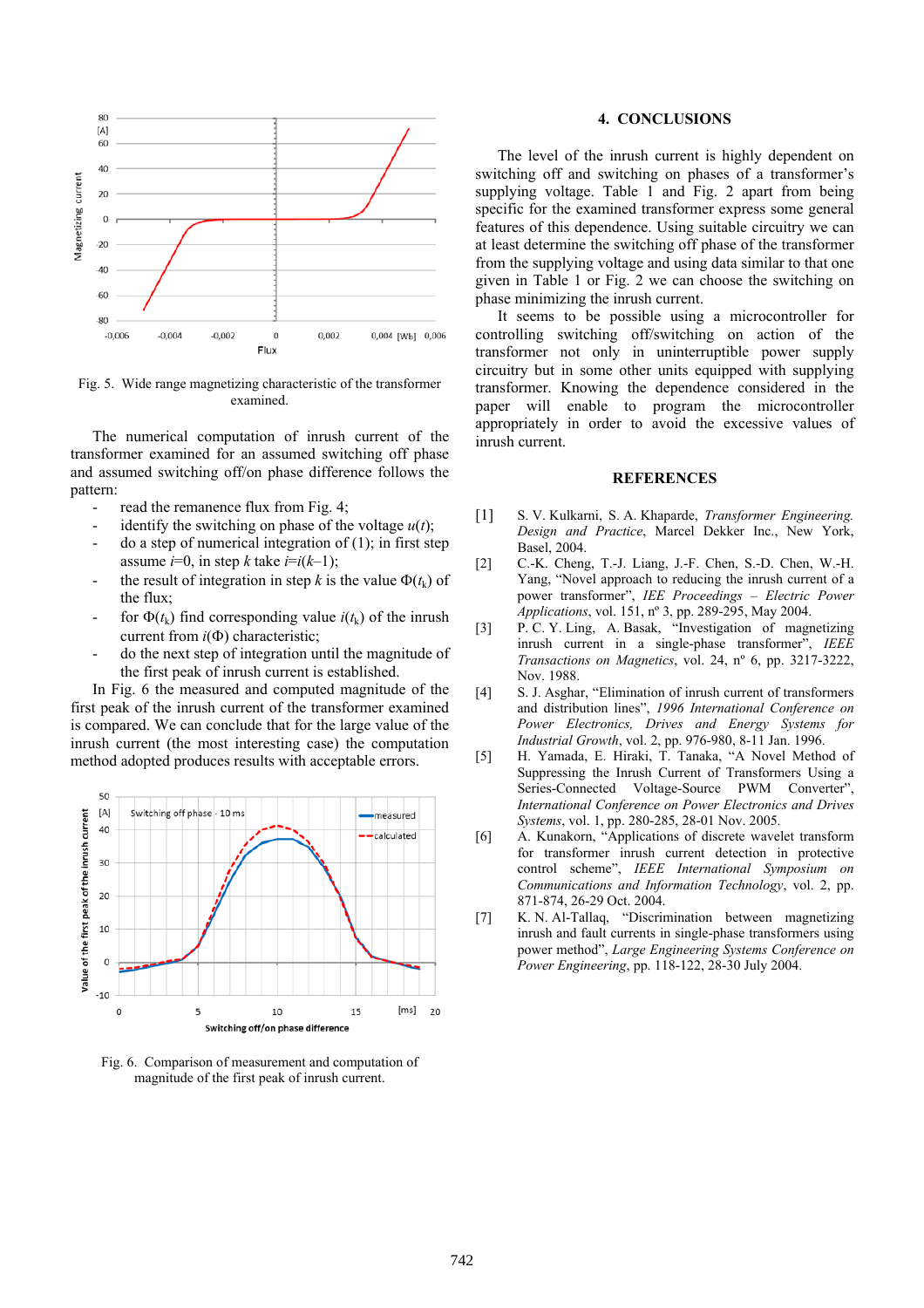80
[A]
60
40
20
0
-20
-40
-60
-80
Magnetizing current
-0,006
-0,004
-0,002
0
0,002
0,004 [Wb]
0,006
Flux

Fig. 5. Wide range magnetizing characteristic of the transformer examined.

The numerical computation of inrush current of the transformer examined for an assumed switching off phase and assumed switching off/on phase difference follows the pattern:

- read the remanence flux from Fig. 4;
- identify the switching on phase of the voltage $u(t)$;
- do a step of numerical integration of (1); in first step assume $i$=0, in step $k$ take $i$=$i(k$–1);
- the result of integration in step $k$ is the value $\Phi(t_k)$ of the flux;
- for $\Phi(t_k)$ find corresponding value $i(t_k)$ of the inrush current from $i(\Phi)$ characteristic;
- do the next step of integration until the magnitude of the first peak of inrush current is established.

In Fig. 6 the measured and computed magnitude of the first peak of the inrush current of the transformer examined is compared. We can conclude that for the large value of the inrush current (the most interesting case) the computation method adopted produces results with acceptable errors.

50
[A]
40
30
20
10
0
-10
Switching off phase - 10 ms
measured
calculated
Value of the first peak of the inrush current
0
5
10
15
[ms]
20
Switching off/on phase difference

Fig. 6. Comparison of measurement and computation of magnitude of the first peak of inrush current.

## 4. CONCLUSIONS

The level of the inrush current is highly dependent on switching off and switching on phases of a transformer's supplying voltage. Table 1 and Fig. 2 apart from being specific for the examined transformer express some general features of this dependence. Using suitable circuitry we can at least determine the switching off phase of the transformer from the supplying voltage and using data similar to that one given in Table 1 or Fig. 2 we can choose the switching on phase minimizing the inrush current.

It seems to be possible using a microcontroller for controlling switching off/switching on action of the transformer not only in uninterruptible power supply circuitry but in some other units equipped with supplying transformer. Knowing the dependence considered in the paper will enable to program the microcontroller appropriately in order to avoid the excessive values of inrush current.

## REFERENCES

[1] S. V. Kulkarni, S. A. Khaparde, *Transformer Engineering. Design and Practice*, Marcel Dekker Inc., New York, Basel, 2004.

[2] C.-K. Cheng, T.-J. Liang, J.-F. Chen, S.-D. Chen, W.-H. Yang, "Novel approach to reducing the inrush current of a power transformer", *IEE Proceedings – Electric Power Applications*, vol. 151, nº 3, pp. 289-295, May 2004.

[3] P. C. Y. Ling, A. Basak, "Investigation of magnetizing inrush current in a single-phase transformer", *IEEE Transactions on Magnetics*, vol. 24, nº 6, pp. 3217-3222, Nov. 1988.

[4] S. J. Asghar, "Elimination of inrush current of transformers and distribution lines", *1996 International Conference on Power Electronics, Drives and Energy Systems for Industrial Growth*, vol. 2, pp. 976-980, 8-11 Jan. 1996.

[5] H. Yamada, E. Hiraki, T. Tanaka, "A Novel Method of Suppressing the Inrush Current of Transformers Using a Series-Connected Voltage-Source PWM Converter", *International Conference on Power Electronics and Drives Systems*, vol. 1, pp. 280-285, 28-01 Nov. 2005.

[6] A. Kunakorn, "Applications of discrete wavelet transform for transformer inrush current detection in protective control scheme", *IEEE International Symposium on Communications and Information Technology*, vol. 2, pp. 871-874, 26-29 Oct. 2004.

[7] K. N. Al-Tallaq, "Discrimination between magnetizing inrush and fault currents in single-phase transformers using power method", *Large Engineering Systems Conference on Power Engineering*, pp. 118-122, 28-30 July 2004.